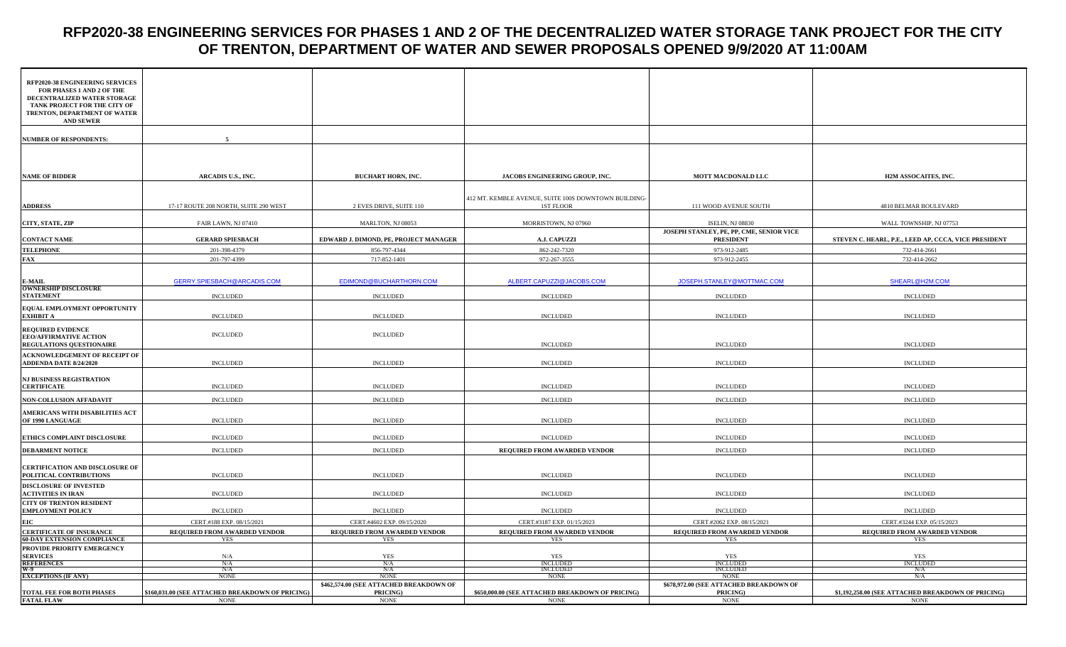# RFP2020-38 ENGINEERING SERVICES FOR PHASES 1 AND 2 OF THE DECENTRALIZED WATER STORAGE TANK PROJECT FOR THE CITY OF TRENTON, DEPARTMENT OF WATER AND SEWER PROPOSALS OPENED 9/9/2020 AT 11:00AM

| RFP2020-38 ENGINEERING SERVICES FOR PHASES 1 AND 2 OF THE DECENTRALIZED WATER STORAGE TANK PROJECT FOR THE CITY OF TRENTON, DEPARTMENT OF WATER AND SEWER | | | | | |
|---|---|---|---|---|---|
| NUMBER OF RESPONDENTS: | 5 | | | | |
| NAME OF BIDDER | ARCADIS U.S., INC. | BUCHART HORN, INC. | JACOBS ENGINEERING GROUP, INC. | MOTT MACDONALD LLC | H2M ASSOCAITES, INC. |
| ADDRESS | 17-17 ROUTE 208 NORTH, SUITE 290 WEST | 2 EVES DRIVE, SUITE 110 | 412 MT. KEMBLE AVENUE, SUITE 100S DOWNTOWN BUILDING-1ST FLOOR | 111 WOOD AVENUE SOUTH | 4810 BELMAR BOULEVARD |
| CITY, STATE, ZIP | FAIR LAWN, NJ 07410 | MARLTON, NJ 08053 | MORRISTOWN, NJ 07960 | ISELIN, NJ 08830 | WALL TOWNSHIP, NJ 07753 |
| CONTACT NAME | GERARD SPIESBACH | EDWARD J. DIMOND, PE, PROJECT MANAGER | A.J. CAPUZZI | JOSEPH STANLEY, PE, PP, CME, SENIOR VICE PRESIDENT | STEVEN C. HEARL, P.E., LEED AP, CCCA, VICE PRESIDENT |
| TELEPHONE | 201-398-4379 | 856-797-4344 | 862-242-7320 | 973-912-2485 | 732-414-2661 |
| FAX | 201-797-4399 | 717-852-1401 | 972-267-3555 | 973-912-2455 | 732-414-2662 |
| E-MAIL | GERRY.SPIESBACH@ARCADIS.COM | EDIMOND@BUCHARTHORN.COM | ALBERT.CAPUZZI@JACOBS.COM | JOSEPH.STANLEY@MOTTMAC.COM | SHEARL@H2M.COM |
| OWNERSHIP DISCLOSURE STATEMENT | INCLUDED | INCLUDED | INCLUDED | INCLUDED | INCLUDED |
| EQUAL EMPLOYMENT OPPORTUNITY EXHIBIT A | INCLUDED | INCLUDED | INCLUDED | INCLUDED | INCLUDED |
| REQUIRED EVIDENCE EEO/AFFIRMATIVE ACTION REGULATIONS QUESTIONAIRE | INCLUDED | INCLUDED | INCLUDED | INCLUDED | INCLUDED |
| ACKNOWLEDGEMENT OF RECEIPT OF ADDENDA DATE 8/24/2020 | INCLUDED | INCLUDED | INCLUDED | INCLUDED | INCLUDED |
| NJ BUSINESS REGISTRATION CERTIFICATE | INCLUDED | INCLUDED | INCLUDED | INCLUDED | INCLUDED |
| NON-COLLUSION AFFADAVIT | INCLUDED | INCLUDED | INCLUDED | INCLUDED | INCLUDED |
| AMERICANS WITH DISABILITIES ACT OF 1990 LANGUAGE | INCLUDED | INCLUDED | INCLUDED | INCLUDED | INCLUDED |
| ETHICS COMPLAINT DISCLOSURE | INCLUDED | INCLUDED | INCLUDED | INCLUDED | INCLUDED |
| DEBARMENT NOTICE | INCLUDED | INCLUDED | REQUIRED FROM AWARDED VENDOR | INCLUDED | INCLUDED |
| CERTIFICATION AND DISCLOSURE OF POLITICAL CONTRIBUTIONS | INCLUDED | INCLUDED | INCLUDED | INCLUDED | INCLUDED |
| DISCLOSURE OF INVESTED ACTIVITIES IN IRAN | INCLUDED | INCLUDED | INCLUDED | INCLUDED | INCLUDED |
| CITY OF TRENTON RESIDENT EMPLOYMENT POLICY | INCLUDED | INCLUDED | INCLUDED | INCLUDED | INCLUDED |
| EIC | CERT.#188 EXP. 08/15/2021 | CERT.#4602 EXP. 09/15/2020 | CERT.#3187 EXP. 01/15/2023 | CERT.#2062 EXP. 08/15/2021 | CERT.#3244 EXP. 05/15/2023 |
| CERTIFICATE OF INSURANCE | REQUIRED FROM AWARDED VENDOR | REQUIRED FROM AWARDED VENDOR | REQUIRED FROM AWARDED VENDOR | REQUIRED FROM AWARDED VENDOR | REQUIRED FROM AWARDED VENDOR |
| 60-DAY EXTENSION COMPLIANCE | YES | YES | YES | YES | YES |
| PROVIDE PRIORITY EMERGENCY SERVICES | N/A | YES | YES | YES | YES |
| REFERENCES | N/A | N/A | INCLUDED | INCLUDED | INCLUDED |
| W-9 | N/A | N/A | INCLUDED | INCLUDED | N/A |
| EXCEPTIONS (IF ANY) | NONE | NONE | NONE | NONE | N/A |
| TOTAL FEE FOR BOTH PHASES | $160,031.00 (SEE ATTACHED BREAKDOWN OF PRICING) | $462,574.00 (SEE ATTACHED BREAKDOWN OF PRICING) | $650,000.00 (SEE ATTACHED BREAKDOWN OF PRICING) | $678,972.00 (SEE ATTACHED BREAKDOWN OF PRICING) | $1,192,258.00 (SEE ATTACHED BREAKDOWN OF PRICING) |
| FATAL FLAW | NONE | NONE | NONE | NONE | NONE |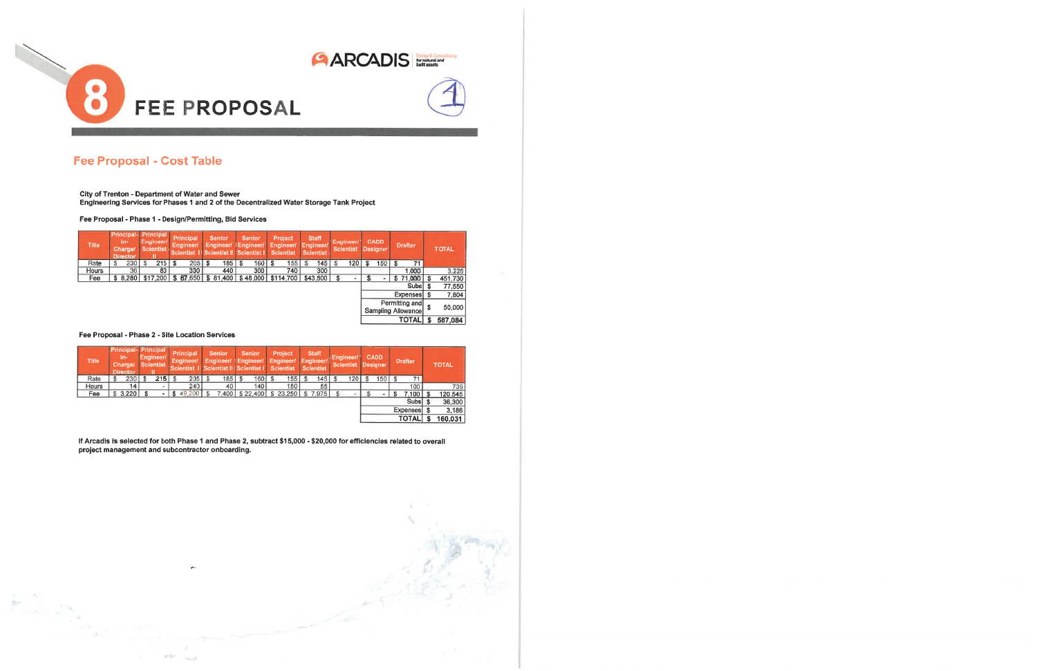# 8 FEE PROPOSAL

## Fee Proposal - Cost Table

**City of Trenton - Department of Water and Sewer**
**Engineering Services for Phases 1 and 2 of the Decentralized Water Storage Tank Project**

**Fee Proposal - Phase 1 - Design/Permitting, Bid Services**

| Title | Principal-in-Charge/ Director | Principal Engineer/ Scientist II | Principal Engineer/ Scientist I | Senior Engineer/ Scientist II | Senior Engineer/ Scientist I | Project Engineer/ Scientist | Staff Engineer/ Scientist | Engineer/ Scientist | CADD Designer | Drafter | TOTAL |
|---|---|---|---|---|---|---|---|---|---|---|---|
| Rate | $ 230 | $ 215 | $ 205 | $ 185 | $ 160 | $ 155 | $ 145 | $ 120 | $ 150 | $ 71 | |
| Hours | 36 | 80 | 330 | 440 | 300 | 740 | 300 | | | 1,000 | 3,226 |
| Fee | $ 8,280 | $17,200 | $ 67,650 | $ 81,400 | $ 48,000 | $114,700 | $43,500 | $ - | $ - | $ 71,000 | $ 451,730 |
| | | | | | | | | | | Subs | $ 77,550 |
| | | | | | | | | | | Expenses | $ 7,804 |
| | | | | | | | | | | Permitting and Sampling Allowance | $ 50,000 |
| | | | | | | | | | | TOTAL | $ 587,084 |

**Fee Proposal - Phase 2 - Site Location Services**

| Title | Principal-in-Charge/ Director | Principal Engineer/ Scientist II | Principal Engineer/ Scientist I | Senior Engineer/ Scientist II | Senior Engineer/ Scientist I | Project Engineer/ Scientist | Staff Engineer/ Scientist | Engineer/ Scientist | CADD Designer | Drafter | TOTAL |
|---|---|---|---|---|---|---|---|---|---|---|---|
| Rate | $ 230 | $ 215 | $ 235 | $ 185 | $ 160 | $ 155 | $ 145 | $ 120 | $ 150 | $ 71 | |
| Hours | 14 | - | 240 | 40 | 140 | 150 | 55 | | | 100 | 739 |
| Fee | $ 3,220 | $ - | $ 49,200 | $ 7,400 | $ 22,400 | $ 23,250 | $ 7,975 | $ - | $ - | $ 7,100 | $ 120,545 |
| | | | | | | | | | | Subs | $ 36,300 |
| | | | | | | | | | | Expenses | $ 3,186 |
| | | | | | | | | | | TOTAL | $ 160,031 |

**If Arcadis is selected for both Phase 1 and Phase 2, subtract $15,000 - $20,000 for efficiencies related to overall project management and subcontractor onboarding.**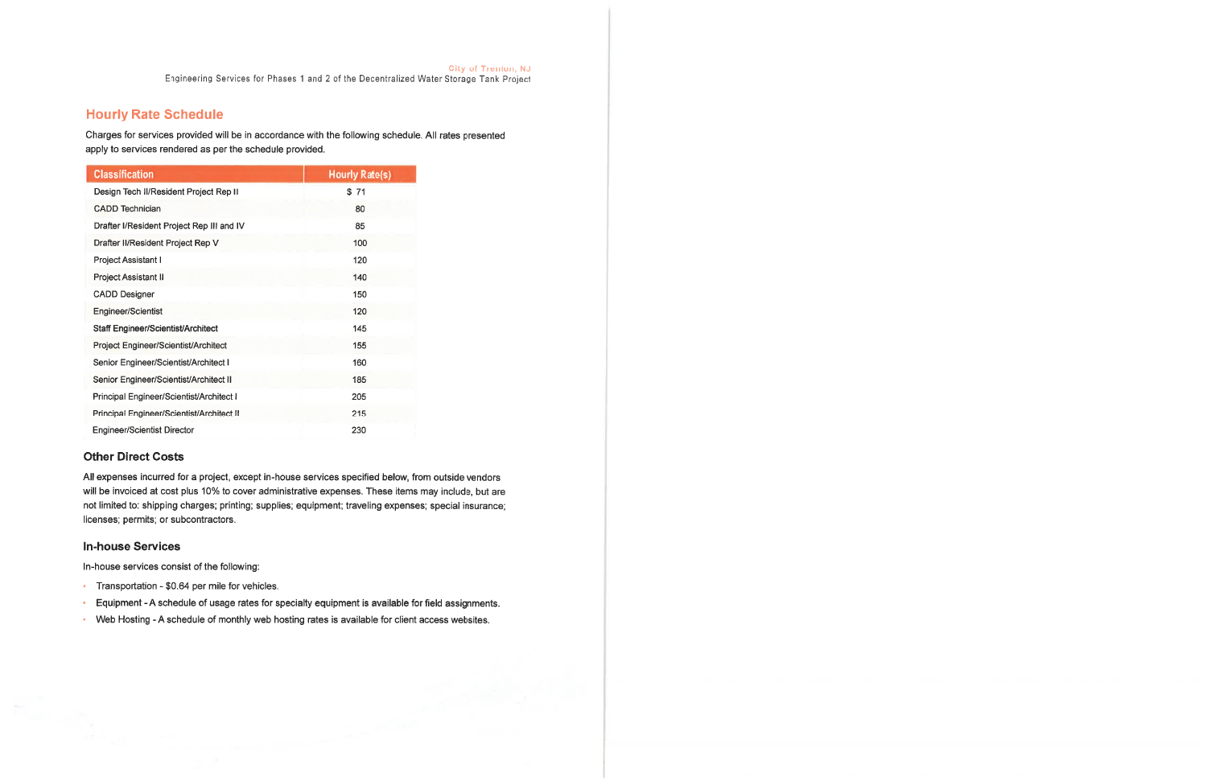## Hourly Rate Schedule

Charges for services provided will be in accordance with the following schedule. All rates presented apply to services rendered as per the schedule provided.

| Classification | Hourly Rate(s) |
|---|---|
| Design Tech II/Resident Project Rep II | $ 71 |
| CADD Technician | 80 |
| Drafter I/Resident Project Rep III and IV | 85 |
| Drafter II/Resident Project Rep V | 100 |
| Project Assistant I | 120 |
| Project Assistant II | 140 |
| CADD Designer | 150 |
| Engineer/Scientist | 120 |
| Staff Engineer/Scientist/Architect | 145 |
| Project Engineer/Scientist/Architect | 155 |
| Senior Engineer/Scientist/Architect I | 160 |
| Senior Engineer/Scientist/Architect II | 185 |
| Principal Engineer/Scientist/Architect I | 205 |
| Principal Engineer/Scientist/Architect II | 215 |
| Engineer/Scientist Director | 230 |

### Other Direct Costs

All expenses incurred for a project, except in-house services specified below, from outside vendors will be invoiced at cost plus 10% to cover administrative expenses. These items may include, but are not limited to: shipping charges; printing; supplies; equipment; traveling expenses; special insurance; licenses; permits; or subcontractors.

### In-house Services

In-house services consist of the following:

- Transportation - $0.64 per mile for vehicles.
- Equipment - A schedule of usage rates for specialty equipment is available for field assignments.
- Web Hosting - A schedule of monthly web hosting rates is available for client access websites.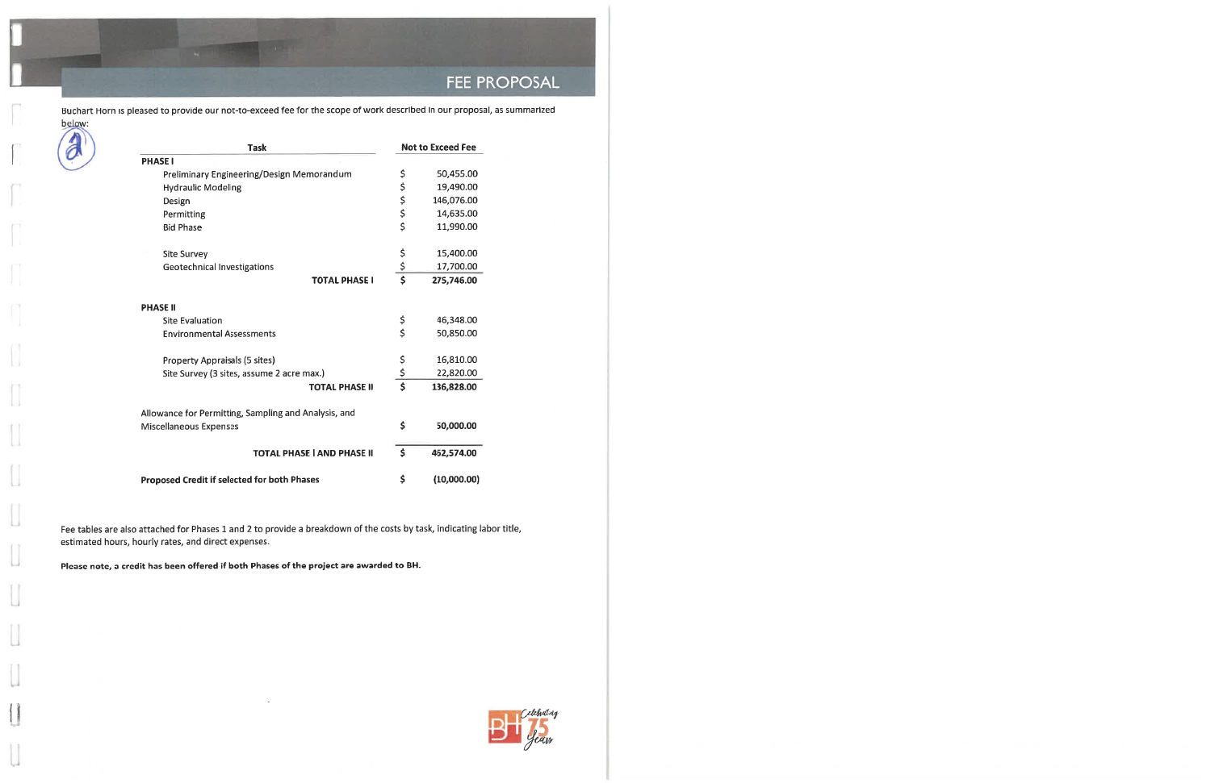## FEE PROPOSAL

Buchart Horn is pleased to provide our not-to-exceed fee for the scope of work described in our proposal, as summarized below:

| Task | Not to Exceed Fee |
|---|---|
| **PHASE I** | |
| Preliminary Engineering/Design Memorandum | $ 50,455.00 |
| Hydraulic Modeling | $ 19,490.00 |
| Design | $ 146,076.00 |
| Permitting | $ 14,635.00 |
| Bid Phase | $ 11,990.00 |
| Site Survey | $ 15,400.00 |
| Geotechnical Investigations | $ 17,700.00 |
| **TOTAL PHASE I** | **$ 275,746.00** |
| **PHASE II** | |
| Site Evaluation | $ 46,348.00 |
| Environmental Assessments | $ 50,850.00 |
| Property Appraisals (5 sites) | $ 16,810.00 |
| Site Survey (3 sites, assume 2 acre max.) | $ 22,820.00 |
| **TOTAL PHASE II** | **$ 136,828.00** |
| Allowance for Permitting, Sampling and Analysis, and Miscellaneous Expenses | **$ 50,000.00** |
| **TOTAL PHASE I AND PHASE II** | **$ 462,574.00** |
| **Proposed Credit if selected for both Phases** | **$ (10,000.00)** |

Fee tables are also attached for Phases 1 and 2 to provide a breakdown of the costs by task, indicating labor title, estimated hours, hourly rates, and direct expenses.

**Please note, a credit has been offered if both Phases of the project are awarded to BH.**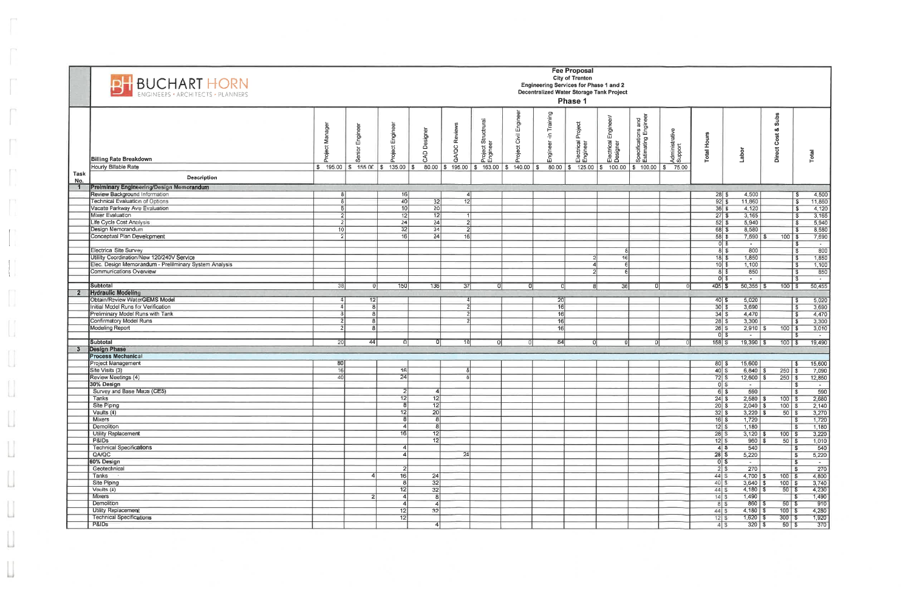# BUCHART HORN

ENGINEERS • ARCHITECTS • PLANNERS

**Fee Proposal**
**City of Trenton**
**Engineering Services for Phase 1 and 2**
**Decentralized Water Storage Tank Project**
**Phase 1**

| Task No. | Billing Rate Breakdown | Project Manager | Senior Engineer | Project Engineer | CAD Designer | QA/QC Reviews | Project Structural Engineer | Project Civil Engineer | Engineer-in Training | Electrical Project Engineer | Electrical Engineer/ Designer | Specifications and Estimating Engineer | Administrative Support | Total Hours | Labor | Direct Cost & Subs | Total |
|---|---|---|---|---|---|---|---|---|---|---|---|---|---|---|---|---|---|
| | Hourly Billable Rate | $ 195.00 | $ 155.00 | $ 135.00 | $ 80.00 | $ 195.00 | $ 163.00 | $ 140.00 | $ 80.00 | $ 125.00 | $ 100.00 | $ 100.00 | $ 75.00 | | | | |
| | **Description** | | | | | | | | | | | | | | | | |
| **1** | **Preliminary Engineering/Design Memorandum** | | | | | | | | | | | | | | | | |
| | Review Background Information | 8 | | 16 | | 4 | | | | | | | | 28 | $ 4,500 | | $ 4,500 |
| | Technical Evaluation of Options | 8 | | 40 | 32 | 12 | | | | | | | | 92 | $ 11,860 | | $ 11,860 |
| | Vacate Parkway Ave Evaluation | 6 | | 10 | 20 | | | | | | | | | 36 | $ 4,120 | | $ 4,120 |
| | Mixer Evaluation | 2 | | 12 | 12 | 1 | | | | | | | | 27 | $ 3,165 | | $ 3,165 |
| | Life Cycle Cost Analysis | 2 | | 24 | 24 | 2 | | | | | | | | 52 | $ 5,940 | | $ 5,940 |
| | Design Memorandum | 10 | | 32 | 24 | 2 | | | | | | | | 68 | $ 8,580 | | $ 8,580 |
| | Conceptual Plan Development | 2 | | 16 | 24 | 16 | | | | | | | | 58 | $ 7,590 | $ 100 | $ 7,690 |
| | | | | | | | | | | | | | | 0 | $ - | | $ - |
| | Electrical Site Survey | | | | | | | | | | 8 | | | 8 | $ 800 | | $ 800 |
| | Utility Coordination/New 120/240V Service | | | | | | | | | 2 | 16 | | | 18 | $ 1,850 | | $ 1,850 |
| | Elec. Design Memorandum - Preliminary System Analysis | | | | | | | | | 4 | 6 | | | 10 | $ 1,100 | | $ 1,100 |
| | Communications Overview | | | | | | | | | 2 | 6 | | | 8 | $ 850 | | $ 850 |
| | | | | | | | | | | | | | | 0 | $ - | | $ - |
| | **Subtotal** | 38 | 0 | 150 | 136 | 37 | 0 | 0 | 0 | 8 | 36 | 0 | 0 | 405 | $ 50,355 | $ 100 | $ 50,455 |
| **2** | **Hydraulic Modeling** | | | | | | | | | | | | | | | | |
| | Obtain/Review WaterGEMS Model | 4 | 12 | | | 4 | | | 20 | | | | | 40 | $ 5,020 | | $ 5,020 |
| | Initial Model Runs for Verification | 4 | 8 | | | 2 | | | 16 | | | | | 30 | $ 3,690 | | $ 3,690 |
| | Preliminary Model Runs with Tank | 8 | 8 | | | 2 | | | 16 | | | | | 34 | $ 4,470 | | $ 4,470 |
| | Confirmatory Model Runs | 2 | 8 | | | 2 | | | 16 | | | | | 28 | $ 3,300 | | $ 3,300 |
| | Modeling Report | 2 | 8 | | | | | | 16 | | | | | 26 | $ 2,910 | $ 100 | $ 3,010 |
| | | | | | | | | | | | | | | 0 | $ - | | $ - |
| | **Subtotal** | 20 | 44 | 0 | 0 | 10 | 0 | 0 | 84 | 0 | 0 | 0 | 0 | 158 | $ 19,390 | $ 100 | $ 19,490 |
| **3** | **Design Phase** | | | | | | | | | | | | | | | | |
| | **Process Mechanical** | | | | | | | | | | | | | | | | |
| | Project Management | 80 | | | | | | | | | | | | 80 | $ 15,600 | | $ 15,600 |
| | Site Visits (3) | 16 | | 16 | | 8 | | | | | | | | 40 | $ 6,840 | $ 250 | $ 7,090 |
| | Review Meetings (4) | 40 | | 24 | | 8 | | | | | | | | 72 | $ 12,600 | $ 250 | $ 12,850 |
| | **30% Design** | | | | | | | | | | | | | 0 | $ - | | $ - |
| | Survey and Base Maps (CES) | | | 2 | 4 | | | | | | | | | 6 | $ 590 | | $ 590 |
| | Tanks | | | 12 | 12 | | | | | | | | | 24 | $ 2,580 | $ 100 | $ 2,680 |
| | Site Piping | | | 8 | 12 | | | | | | | | | 20 | $ 2,040 | $ 100 | $ 2,140 |
| | Vaults (4) | | | 12 | 20 | | | | | | | | | 32 | $ 3,220 | $ 50 | $ 3,270 |
| | Mixers | | | 8 | 8 | | | | | | | | | 16 | $ 1,720 | | $ 1,720 |
| | Demolition | | | 4 | 8 | | | | | | | | | 12 | $ 1,180 | | $ 1,180 |
| | Utility Replacement | | | 16 | 12 | | | | | | | | | 28 | $ 3,120 | $ 100 | $ 3,220 |
| | P&IDs | | | | 12 | | | | | | | | | 12 | $ 960 | $ 50 | $ 1,010 |
| | Technical Specifications | | | 4 | | | | | | | | | | 4 | $ 540 | | $ 540 |
| | QA/QC | | | 4 | | 24 | | | | | | | | 28 | $ 5,220 | | $ 5,220 |
| | **60% Design** | | | | | | | | | | | | | 0 | $ - | | $ - |
| | Geotechnical | | | 2 | | | | | | | | | | 2 | $ 270 | | $ 270 |
| | Tanks | | 4 | 16 | 24 | | | | | | | | | 44 | $ 4,700 | $ 100 | $ 4,800 |
| | Site Piping | | | 8 | 32 | | | | | | | | | 40 | $ 3,640 | $ 100 | $ 3,740 |
| | Vaults (4) | | | 12 | 32 | | | | | | | | | 44 | $ 4,180 | $ 50 | $ 4,230 |
| | Mixers | | 2 | 4 | 8 | | | | | | | | | 14 | $ 1,490 | | $ 1,490 |
| | Demolition | | | 4 | 4 | | | | | | | | | 8 | $ 860 | $ 50 | $ 910 |
| | Utility Replacement | | | 12 | 32 | | | | | | | | | 44 | $ 4,180 | $ 100 | $ 4,280 |
| | Technical Specifications | | | 12 | | | | | | | | | | 12 | $ 1,620 | $ 300 | $ 1,920 |
| | P&IDs | | | | 4 | | | | | | | | | 4 | $ 320 | $ 50 | $ 370 |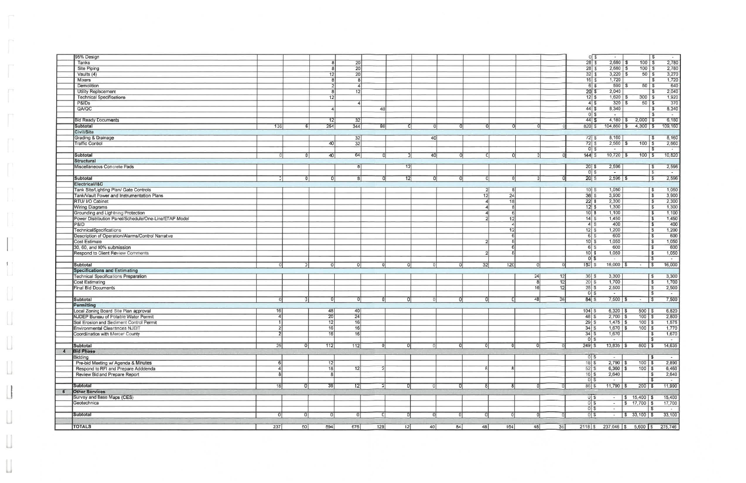| | | | | | | | | | | | | | | | | | |
|---|---|---|---|---|---|---|---|---|---|---|---|---|---|---|---|---|---|
| | 95% Design | | | | | | | | | | | | | 0 | $ - | | $ - |
| | Tanks | | | 8 | 20 | | | | | | | | | 28 | $ 2,680 | $ 100 | $ 2,780 |
| | Site Piping | | | 8 | 20 | | | | | | | | | 28 | $ 2,680 | $ 100 | $ 2,780 |
| | Vaults (4) | | | 12 | 20 | | | | | | | | | 32 | $ 3,220 | $ 50 | $ 3,270 |
| | Mixers | | | 8 | 8 | | | | | | | | | 16 | $ 1,720 | | $ 1,720 |
| | Demolition | | | 2 | 4 | | | | | | | | | 6 | $ 590 | $ 50 | $ 640 |
| | Utility Replacement | | | 8 | 12 | | | | | | | | | 20 | $ 2,040 | | $ 2,040 |
| | Technical Specifications | | | 12 | | | | | | | | | | 12 | $ 1,620 | $ 300 | $ 1,920 |
| | P&IDs | | | | 4 | | | | | | | | | 4 | $ 320 | $ 50 | $ 370 |
| | QA/QC | | | 4 | | 40 | | | | | | | | 44 | $ 8,340 | | $ 8,340 |
| | | | | | | | | | | | | | | 0 | $ - | | $ - |
| | Bid Ready Documents | | | 12 | 32 | | | | | | | | | 44 | $ 4,180 | $ 2,000 | $ 6,180 |
| | **Subtotal** | 136 | 6 | 254 | 344 | 80 | 0 | 0 | 0 | 0 | 0 | 0 | 0 | 820 | $ 104,860 | $ 4,300 | $ 109,160 |
| | **Civil/Site** | | | | | | | | | | | | | | | | |
| | Grading & Drainage | | | | 32 | | | 40 | | | | | | 72 | $ 8,160 | | $ 8,160 |
| | Traffic Control | | | 40 | 32 | | | | | | | | | 72 | $ 2,560 | $ 100 | $ 2,660 |
| | | | | | | | | | | | | | | 0 | $ - | | $ - |
| | **Subtotal** | 0 | 0 | 40 | 64 | 0 | 0 | 40 | 0 | 0 | 0 | 0 | 0 | 144 | $ 10,720 | $ 100 | $ 10,820 |
| | **Structural** | | | | | | | | | | | | | | | | |
| | Miscellaneous Concrete Pads | | | | 8 | | 12 | | | | | | | 20 | $ 2,596 | | $ 2,596 |
| | | | | | | | | | | | | | | 0 | $ - | | $ - |
| | **Subtotal** | 0 | 0 | 0 | 8 | 0 | 12 | 0 | 0 | 0 | 0 | 0 | 0 | 20 | $ 2,596 | $ | $ 2,596 |
| | **Electrical/I&C** | | | | | | | | | | | | | | | | |
| | Tank Site/Lighting Plan/ Gate Controls | | | | | | | | | 2 | 8 | | | 10 | $ 1,050 | | $ 1,050 |
| | Tank/Vault Power and Instrumentation Plans | | | | | | | | | 12 | 24 | | | 36 | $ 3,900 | | $ 3,900 |
| | RTU/ I/O Cabinet | | | | | | | | | 4 | 18 | | | 22 | $ 2,300 | | $ 2,300 |
| | Wiring Diagrams | | | | | | | | | 4 | 8 | | | 12 | $ 1,300 | | $ 1,300 |
| | Grounding and Lightning Protection | | | | | | | | | 4 | 6 | | | 10 | $ 1,100 | | $ 1,100 |
| | Power Distribution Panel/Schedule/One-Line/ETAP Model | | | | | | | | | 2 | 12 | | | 14 | $ 1,450 | | $ 1,450 |
| | P&ID | | | | | | | | | | 4 | | | 4 | $ 400 | | $ 400 |
| | TechnicalSpecifications | | | | | | | | | | 12 | | | 12 | $ 1,200 | | $ 1,200 |
| | Description of Operation/Alarms/Control Narrative | | | | | | | | | | 6 | | | 6 | $ 600 | | $ 600 |
| | Cost Estimate | | | | | | | | | 2 | 8 | | | 10 | $ 1,050 | | $ 1,050 |
| | 30, 60, and 90% submission | | | | | | | | | | 6 | | | 6 | $ 600 | | $ 600 |
| | Respond to Client Review Comments | | | | | | | | | 2 | 8 | | | 10 | $ 1,050 | | $ 1,050 |
| | | | | | | | | | | | | | | 0 | $ - | | $ - |
| | **Subtotal** | 0 | 0 | 0 | 0 | 0 | 0 | 0 | 0 | 32 | 120 | 0 | 0 | 152 | $ 16,000 | $ - | $ 16,000 |
| | **Specifications and Estimating** | | | | | | | | | | | | | | | | |
| | Technical Specifications Preparation | | | | | | | | | | | 24 | 12 | 36 | $ 3,300 | | $ 3,300 |
| | Cost Estimating | | | | | | | | | | | 8 | 12 | 20 | $ 1,700 | | $ 1,700 |
| | Final Bid Documents | | | | | | | | | | | 16 | 12 | 28 | $ 2,500 | | $ 2,500 |
| | | | | | | | | | | | | | | 0 | $ - | | $ - |
| | **Subtotal** | 0 | 0 | 0 | 0 | 0 | 0 | 0 | 0 | 0 | 0 | 48 | 36 | 84 | $ 7,500 | $ - | $ 7,500 |
| | **Permitting** | | | | | | | | | | | | | | | | |
| | Local Zoning Board Site Plan approval | 16 | | 48 | 40 | | | | | | | | | 104 | $ 6,320 | $ 500 | $ 6,820 |
| | NJDEP Bureau of Potable Water Permit | 4 | | 20 | 24 | | | | | | | | | 48 | $ 2,700 | $ 100 | $ 2,800 |
| | Soil Erosion and Sediment Control Permit | 1 | | 12 | 16 | | | | | | | | | 29 | $ 1,475 | $ 100 | $ 1,575 |
| | Environmental Clearances NJEIT | 2 | | 16 | 16 | | | | | | | | | 34 | $ 1,670 | $ 100 | $ 1,770 |
| | Coordination with Mercer County | 2 | | 16 | 16 | | | | | | | | | 34 | $ 1,670 | | $ 1,670 |
| | | | | | | | | | | | | | | 0 | $ - | | $ - |
| | **Subtotal** | 25 | 0 | 112 | 112 | 0 | 0 | 0 | 0 | 0 | 0 | 0 | 0 | 249 | $ 13,835 | $ 800 | $ 14,635 |
| 4 | **Bid Phase** | | | | | | | | | | | | | | | | |
| | Bidding | | | | | | | | | | | | | 0 | $ - | | $ - |
| | Pre-bid Meeting w/ Agenda & Minutes | 6 | | 12 | | | | | | | | | | 18 | $ 2,790 | $ 100 | $ 2,890 |
| | Respond to RFI and Prepare Adddenda | 4 | | 18 | 12 | 2 | | | | 8 | 8 | | | 52 | $ 6,360 | $ 100 | $ 6,460 |
| | Review Bid and Prepare Report | 8 | | 8 | | | | | | | | | | 16 | $ 2,640 | | $ 2,640 |
| | | | | | | | | | | | | | | 0 | $ - | | $ - |
| | **Subtotal** | 18 | 0 | 38 | 12 | 2 | 0 | 0 | 0 | 8 | 8 | 0 | 0 | 86 | $ 11,790 | $ 200 | $ 11,990 |
| 5 | **Other Services** | | | | | | | | | | | | | | | | |
| | Survey and Base Maps (CES) | | | | | | | | | | | | | 0 | $ - | $ 15,400 | $ 15,400 |
| | Geotechnical | | | | | | | | | | | | | 0 | $ - | $ 17,700 | $ 17,700 |
| | | | | | | | | | | | | | | 0 | $ - | | $ - |
| | **Subtotal** | 0 | 0 | 0 | 0 | 0 | 0 | 0 | 0 | 0 | 0 | 0 | 0 | 0 | $ - | $ 33,100 | $ 33,100 |
| | **TOTALS** | 237 | 50 | 594 | 676 | 128 | 12 | 40 | 84 | 48 | 164 | 48 | 36 | 2118 | $ 237,046 | $ 5,600 | $ 275,746 |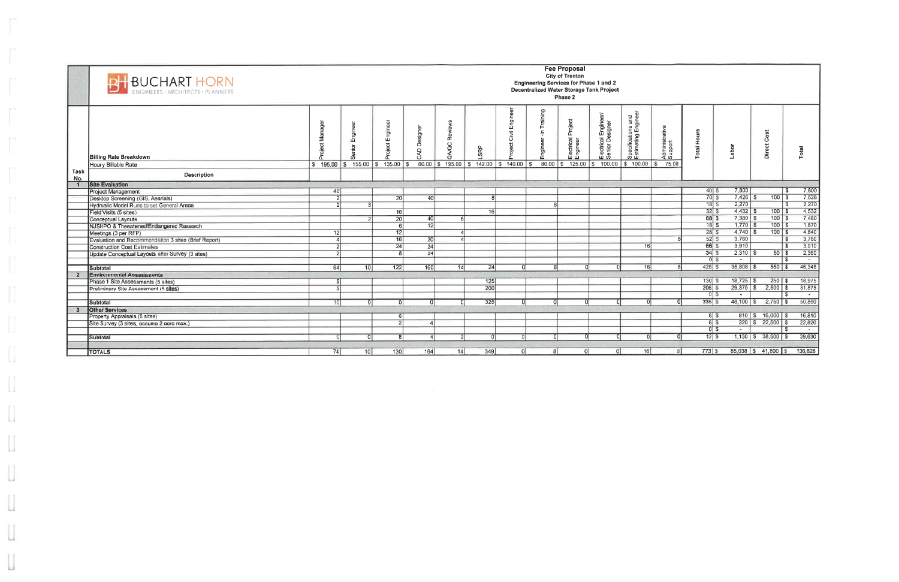# BUCHART HORN
ENGINEERS • ARCHITECTS • PLANNERS

**Fee Proposal**
**City of Trenton**
**Engineering Services for Phase 1 and 2**
**Decentralized Water Storage Tank Project**
**Phase 2**

| Task No. | Billing Rate Breakdown | Project Manager | Senior Engineer | Project Engineer | CAD Designer | QA/QC Reviews | LSRP | Project Civil Engineer | Engineer -in Training | Electrical Project Engineer | Electrical Engineer/ Senior Designer | Specifications and Estimating Engineer | Administrative Support | Total Hours | Labor | Direct Cost | Total |
|---|---|---|---|---|---|---|---|---|---|---|---|---|---|---|---|---|---|
| | Houry Billable Rate | $ 195.00 | $ 155.00 | $ 135.00 | $ 80.00 | $ 195.00 | $ 142.00 | $ 140.00 | $ 80.00 | $ 125.00 | $ 100.00 | $ 100.00 | $ 75.00 | | | | |
| | **Description** | | | | | | | | | | | | | | | | |
| **1** | **Site Evaluation** | | | | | | | | | | | | | | | | |
| | Project Management | 40 | | | | | | | | | | | | 40 | $ 7,800 | | $ 7,800 |
| | Desktop Screening (GIS, Aearials) | 2 | | 20 | 40 | | 8 | | | | | | | 70 | $ 7,426 | $ 100 | $ 7,526 |
| | Hydraulic Model Runs to set General Areas | 2 | 8 | | | | | | 8 | | | | | 18 | $ 2,270 | | $ 2,270 |
| | Field Visits (5 sites) | | | 16 | | | 16 | | | | | | | 32 | $ 4,432 | $ 100 | $ 4,532 |
| | Conceptual Layouts | | 2 | 20 | 40 | 6 | | | | | | | | 68 | $ 7,380 | $ 100 | $ 7,480 |
| | NJSHPO & Theeatened/Endangered Research | | | 6 | 12 | | | | | | | | | 18 | $ 1,770 | $ 100 | $ 1,870 |
| | Meetings (3 per RFP) | 12 | | 12 | | 4 | | | | | | | | 28 | $ 4,740 | $ 100 | $ 4,840 |
| | Evaluation and Recommendation 3 sites (Brief Report) | 4 | | 16 | 20 | 4 | | | | | | | 8 | 52 | $ 3,760 | | $ 3,760 |
| | Construction Cost Estimates | 2 | | 24 | 24 | | | | | | | 16 | | 66 | $ 3,910 | | $ 3,910 |
| | Update Conceptual Layouts after Survey (3 sites) | 2 | | 8 | 24 | | | | | | | | | 34 | $ 2,310 | $ 50 | $ 2,360 |
| | | | | | | | | | | | | | | 0 | $ - | | $ - |
| | **Subtotal** | 64 | 10 | 122 | 160 | 14 | 24 | 0 | 8 | 0 | 0 | 16 | 8 | 426 | $ 35,808 | $ 550 | $ 46,348 |
| **2** | **Environmental Assessments** | | | | | | | | | | | | | | | | |
| | Phase 1 Site Assessments (5 sites) | 5 | | | | | 125 | | | | | | | 130 | $ 18,725 | $ 250 | $ 18,975 |
| | Preliminary Site Assessment (5 sites) | 5 | | | | | 200 | | | | | | | 205 | $ 29,375 | $ 2,500 | $ 31,875 |
| | | | | | | | | | | | | | | 0 | $ - | | $ - |
| | **Subtotal** | 10 | 0 | 0 | 0 | 0 | 325 | 0 | 0 | 0 | 0 | 0 | 0 | 335 | $ 48,100 | $ 2,750 | $ 50,850 |
| **3** | **Other Services** | | | | | | | | | | | | | | | | |
| | Property Appraisals (5 sites) | | | 6 | | | | | | | | | | 6 | $ 810 | $ 16,000 | $ 16,810 |
| | Site Survey (3 sites, assume 2 acre max.) | | | 2 | 4 | | | | | | | | | 6 | $ 320 | $ 22,500 | $ 22,820 |
| | | | | | | | | | | | | | | 0 | $ - | | $ - |
| | **Subtotal** | 0 | 0 | 8 | 4 | 0 | 0 | 0 | 0 | 0 | 0 | 0 | 0 | 12 | $ 1,130 | $ 38,500 | $ 39,630 |
| | **TOTALS** | 74 | 10 | 130 | 164 | 14 | 349 | 0 | 8 | 0 | 0 | 16 | 8 | 773 | $ 85,038 | $ 41,800 | $ 136,828 |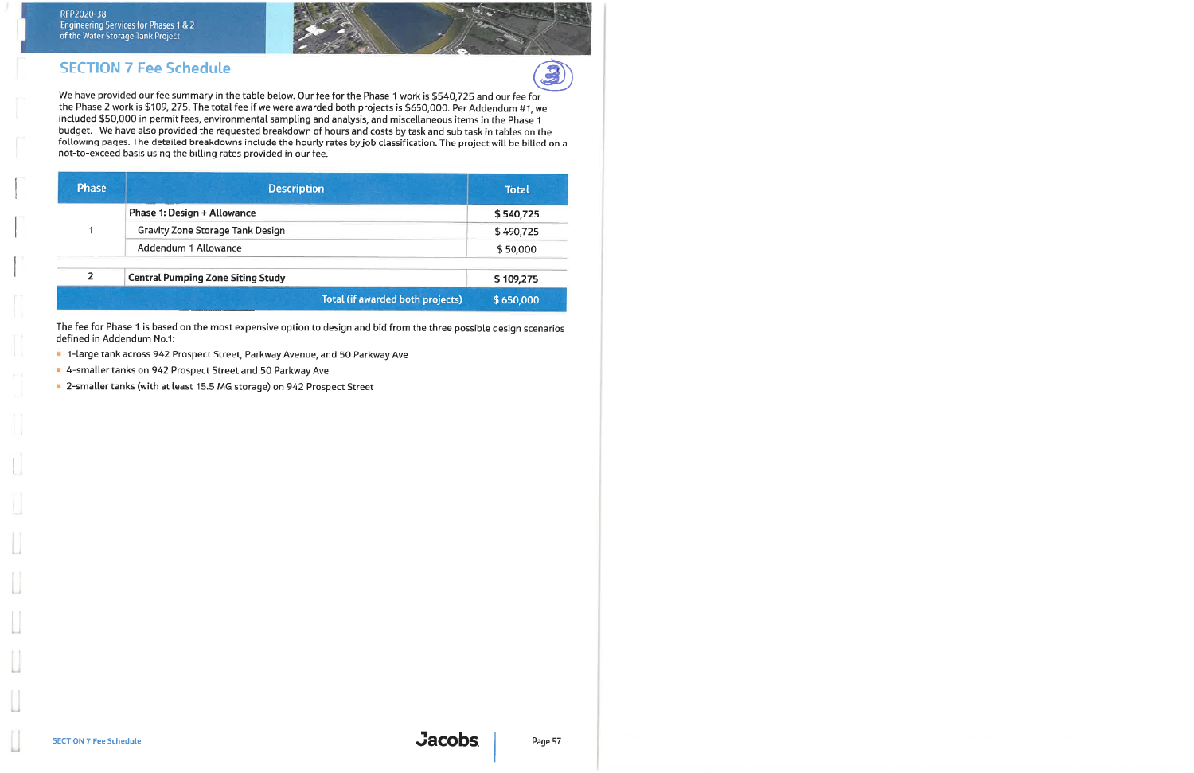## SECTION 7 Fee Schedule

We have provided our fee summary in the table below. Our fee for the Phase 1 work is $540,725 and our fee for the Phase 2 work is $109, 275. The total fee if we were awarded both projects is $650,000. Per Addendum #1, we included $50,000 in permit fees, environmental sampling and analysis, and miscellaneous items in the Phase 1 budget. We have also provided the requested breakdown of hours and costs by task and sub task in tables on the following pages. The detailed breakdowns include the hourly rates by job classification. The project will be billed on a not-to-exceed basis using the billing rates provided in our fee.

| Phase | Description | Total |
|---|---|---|
| 1 | **Phase 1: Design + Allowance** | **$ 540,725** |
| | Gravity Zone Storage Tank Design | $ 490,725 |
| | Addendum 1 Allowance | $ 50,000 |
| 2 | **Central Pumping Zone Siting Study** | **$ 109,275** |
| | **Total (if awarded both projects)** | **$ 650,000** |

The fee for Phase 1 is based on the most expensive option to design and bid from the three possible design scenarios defined in Addendum No.1:

- 1-large tank across 942 Prospect Street, Parkway Avenue, and 50 Parkway Ave
- 4-smaller tanks on 942 Prospect Street and 50 Parkway Ave
- 2-smaller tanks (with at least 15.5 MG storage) on 942 Prospect Street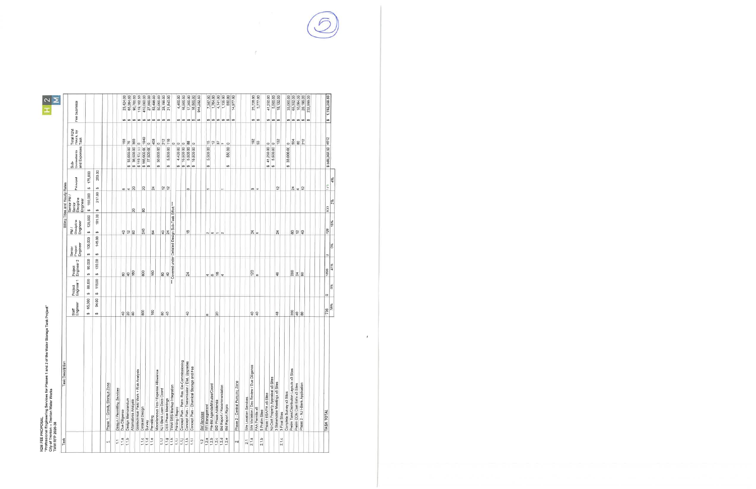H2M FEE PROPOSAL
"Professional Engineering Services for Phases 1 and 2 of the Water Storage Tank Project"
City of Trenton – Trenton Water Works
TWW RFP 2020-36

| Task | Task Description | Billing Titles and Hourly Rates | | | | | | | Sub-Consultants and Expenses | Total H2M Hours by Task | Fee Submittal |
|---|---|---|---|---|---|---|---|---|---|---|---|
| | | Staff Engineer | Project Engineer 1 | Project Engineer 2 | Senior Project Engineer | PM / Discipline Engineer | Senior PM / Senior Discipline Engineer | Principal | | | |
| | | $ 65,000 | $ 80,000 | $ 90,000 | $ 100,000 | $ 125,000 | $ 150,000 | $ 175,000 | | | |
| | | $ 94.00 | $ 118.00 | $ 130.00 | $ 145.00 | $ 181.00 | $ 217.00 | $ 253.00 | | | |
| 1 | Phase 1 - Gravity Storage Zone | | | | | | | | | | |
| 1.1 | Design / Permitting Services | | | | | | | | | | |
| 1.1.a | Due Diligence | 40 | | 80 | | 40 | | 8 | | 168 | $ 23,424.00 |
| 1.1.b | Design Memorandum | 20 | | 40 | | 12 | | 4 | $ 50,000.00 | 76 | $ 65,364.00 |
| | Alternatives Analysis | 80 | | 160 | | 80 | 20 | 20 | $ 36,500.00 | 360 | $ 90,700.00 |
| | Geotechnical Field Work + Risk Analysis | | | | | | | | $ 119,102.50 | 0 | $ 119,102.50 |
| 1.1.c | Detailed Design | 800 | | 800 | | 240 | 80 | 20 | $ 165,000.00 | 1940 | $ 410,060.00 |
| 1.1.d | Survey | | | | | | | | $ 27,500.00 | 0 | $ 27,500.00 |
| 1.1.e | Permitting | 160 | | 160 | | 64 | | 24 | | 408 | $ 53,496.00 |
| | Miscellaneous Fee / Expense Allowance | | | | | | | | $ 50,000.00 | 0 | $ 50,000.00 |
| 1.1.f | NJ I-Bank Loan Doc Coord | 80 | | 80 | | 40 | | 12 | | 212 | $ 28,196.00 |
| 1.1.g | DES Phase Meetings | 40 | | 40 | | 24 | | 12 | $ 5,500.00 | 116 | $ 21,840.00 |
| 1.1.h | TWW DES Markup Integration | *** Covered under Detailed Design Sub-Task Effort *** | | | | | | | | 0 | |
| 1.1.i | Permit Repo | | | | | | | | $ 4,400.00 | 0 | $ 4,400.00 |
| 1.1.j | Concept Plan - Perm. Res. De-Commissioning | | | | | | | | $ 16,500.00 | 0 | $ 16,500.00 |
| 1.1.k | Concept Plan - Transmission / Dist. Upgrades | 40 | | 24 | | 16 | | 8 | $ 5,500.00 | 88 | $ 17,300.00 |
| 1.1.l | Concept Plan - Chemical Storage and Feed | | | | | | | | $ 18,500.00 | 0 | $ 18,500.00 |
| | | | | | | | | | | | $ 944,282.50 |
| 1.2 | Bid Services | | | | | | | | | | |
| 1.2.a | RFI Management | 8 | | 4 | | 2 | | 1 | $ 5,500.00 | 15 | $ 7,387.00 |
| 1.2.b | Pre-Bid Agenda/Minutes/Coord | | | 8 | | 4 | | | | 12 | $ 1,764.00 |
| 1.2.c | BID Phase Addenda | 20 | | 16 | | 1 | | | | 37 | $ 4,141.00 |
| 1.2.d | Bid Report / Recommendation | | | 4 | | 2 | | 1 | | 7 | $ 1,135.00 |
| 1.2.e | Bid Repro | | | | | | | | $ 550.00 | 0 | $ 550.00 |
| | | | | | | | | | | | $ 14,977.00 |
| 2 | Phase 2 - Central Pumping Zone | | | | | | | | | | |
| 2.1 | Site Location Services | | | | | | | | | | |
| 2.1.a | Site Validation / Doc Review / Due Diligence | 40 | | 120 | | 24 | | 8 | | 192 | $ 25,728.00 |
| | FAA Permits x5 | 40 | | 8 | | 4 | | 1 | | 53 | $ 5,777.00 |
| 2.1.b | 5 Prelim Sites | | | | | | | | | | |
| | Phase I ESA x5 Sites | | | | | | | | $ 41,250.00 | 0 | $ 41,250.00 |
| | NJ-Cert Property Appraisal x5 Sites | | | | | | | | $ 5,500.00 | 0 | $ 5,500.00 |
| | 3 Stakeholder Meetings x5 Sites | 48 | | 48 | | 24 | | 12 | | 132 | $ 18,132.00 |
| 2.1.c | 3 Final Sites | | | | | | | | | | |
| | Complete Survey x3 Sites | | | | | | | | $ 33,000.00 | 0 | $ 33,000.00 |
| | Prelim Tank/Distribution Layouts x3 Sites | 200 | | 200 | | 80 | | 24 | | 504 | $ 65,352.00 |
| | Prelim CDA Layout Plan x3 Sites | 40 | | 24 | | 12 | | 4 | | 80 | $ 10,064.00 |
| | Phase 2 - NJ I-Bank Application | 80 | | 80 | | 40 | | 12 | | 212 | $ 28,196.00 |
| | | | | | | | | | | | $ 232,999.00 |
| | TASK TOTAL | 1736 | 0 | 1896 | 0 | 709 | 100 | 171 | $ 584,302.50 | 4612 | $ 1,192,258.50 |
| | | 38% | 0% | 41% | 0% | 15% | 2% | 4% | | | |